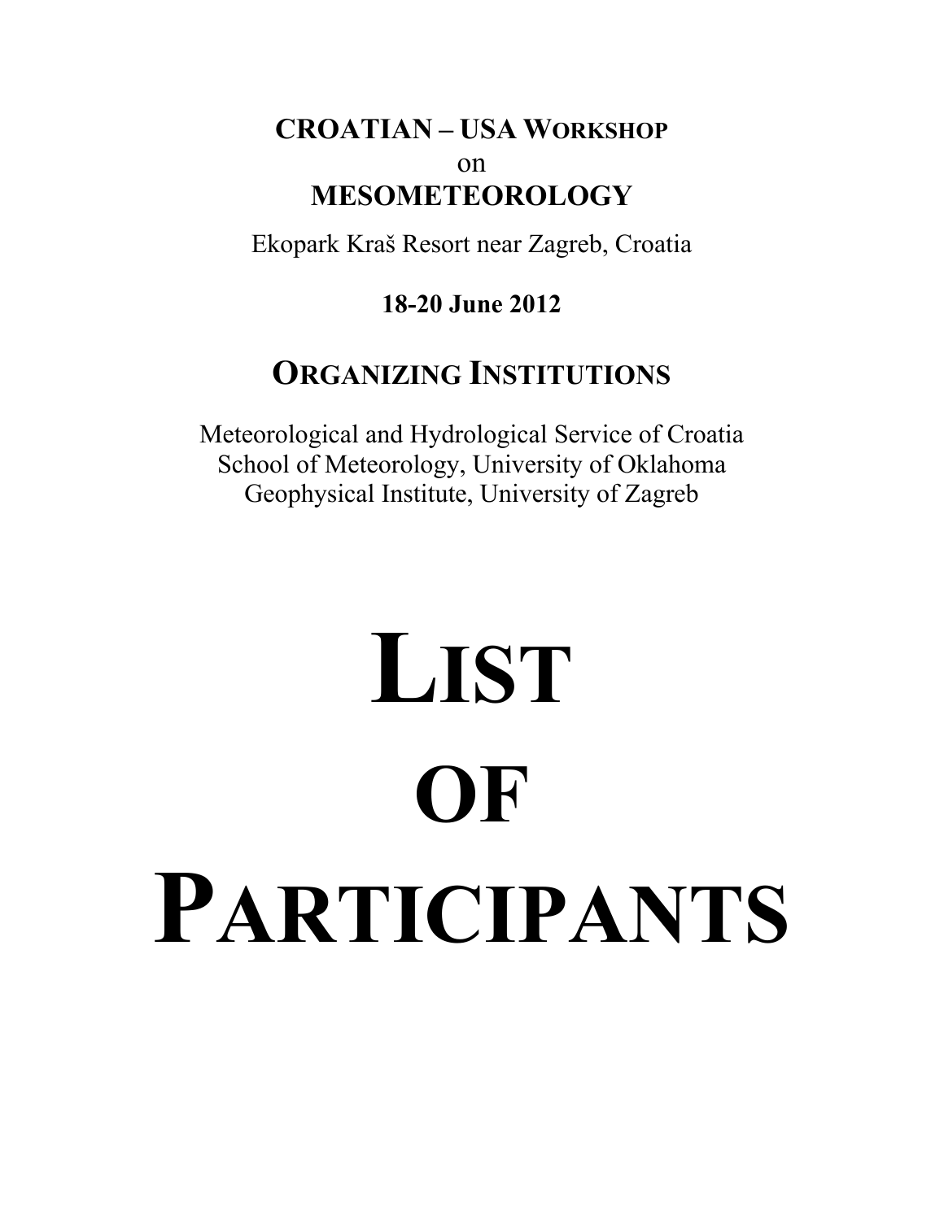**CROATIAN – USA WORKSHOP**
on
**MESOMETEOROLOGY**

Ekopark Kraš Resort near Zagreb, Croatia

**18-20 June 2012**

## ORGANIZING INSTITUTIONS

Meteorological and Hydrological Service of Croatia
School of Meteorology, University of Oklahoma
Geophysical Institute, University of Zagreb

# LIST OF PARTICIPANTS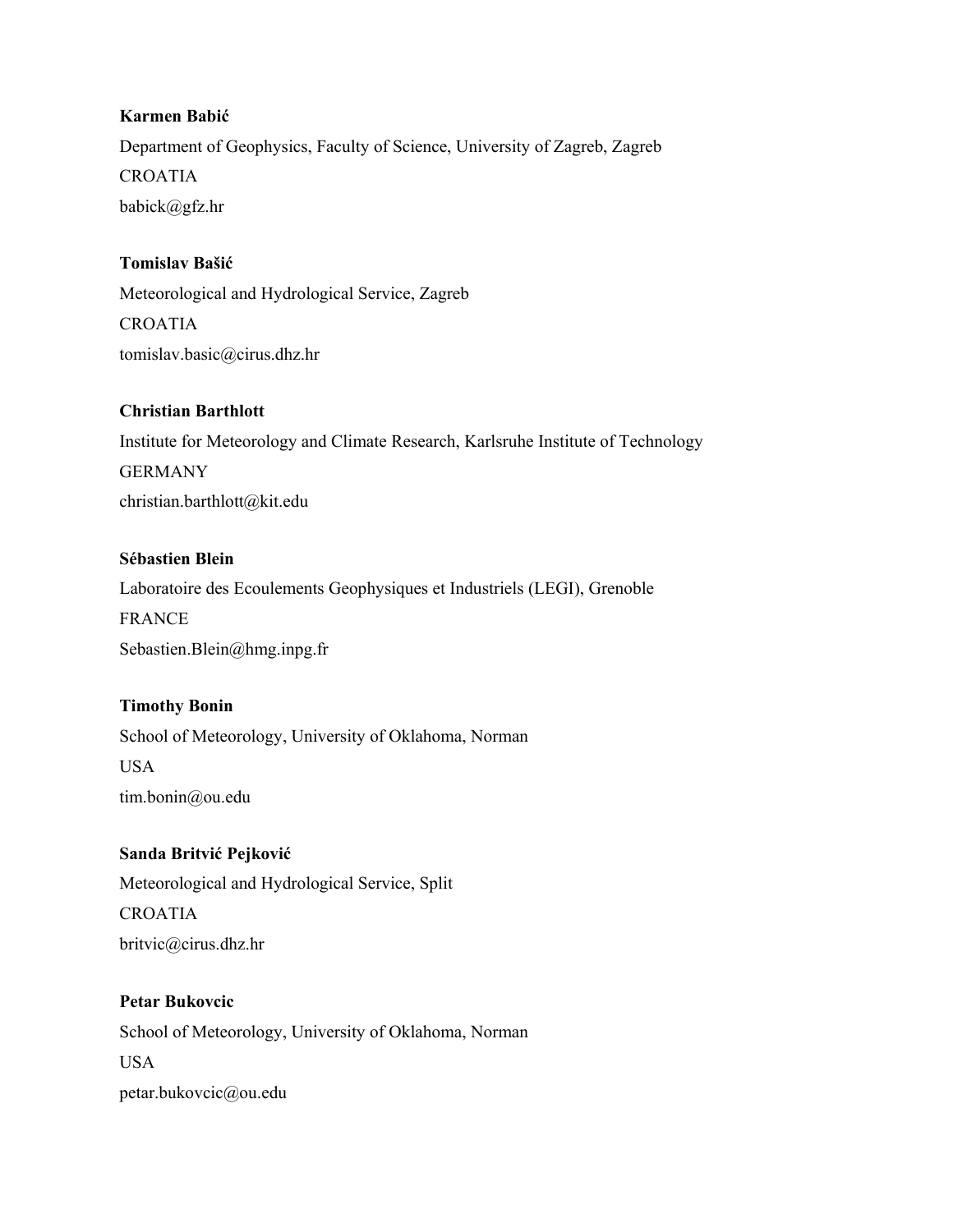**Karmen Babić**

Department of Geophysics, Faculty of Science, University of Zagreb, Zagreb

CROATIA

babick@gfz.hr

**Tomislav Bašić**

Meteorological and Hydrological Service, Zagreb

CROATIA

tomislav.basic@cirus.dhz.hr

**Christian Barthlott**

Institute for Meteorology and Climate Research, Karlsruhe Institute of Technology

GERMANY

christian.barthlott@kit.edu

**Sébastien Blein**

Laboratoire des Ecoulements Geophysiques et Industriels (LEGI), Grenoble

FRANCE

Sebastien.Blein@hmg.inpg.fr

**Timothy Bonin**

School of Meteorology, University of Oklahoma, Norman

USA

tim.bonin@ou.edu

**Sanda Britvić Pejković**

Meteorological and Hydrological Service, Split

CROATIA

britvic@cirus.dhz.hr

**Petar Bukovcic**

School of Meteorology, University of Oklahoma, Norman

USA

petar.bukovcic@ou.edu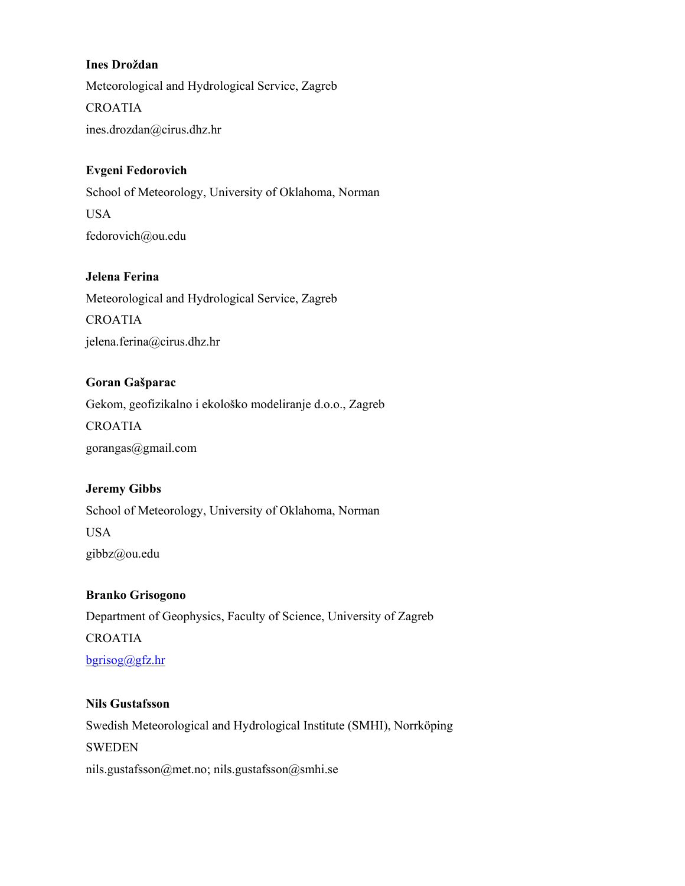**Ines Droždan**

Meteorological and Hydrological Service, Zagreb

CROATIA

ines.drozdan@cirus.dhz.hr

**Evgeni Fedorovich**

School of Meteorology, University of Oklahoma, Norman

USA

fedorovich@ou.edu

**Jelena Ferina**

Meteorological and Hydrological Service, Zagreb

CROATIA

jelena.ferina@cirus.dhz.hr

**Goran Gašparac**

Gekom, geofizikalno i ekološko modeliranje d.o.o., Zagreb

CROATIA

gorangas@gmail.com

**Jeremy Gibbs**

School of Meteorology, University of Oklahoma, Norman

USA

gibbz@ou.edu

**Branko Grisogono**

Department of Geophysics, Faculty of Science, University of Zagreb

CROATIA

bgrisog@gfz.hr

**Nils Gustafsson**

Swedish Meteorological and Hydrological Institute (SMHI), Norrköping

SWEDEN

nils.gustafsson@met.no; nils.gustafsson@smhi.se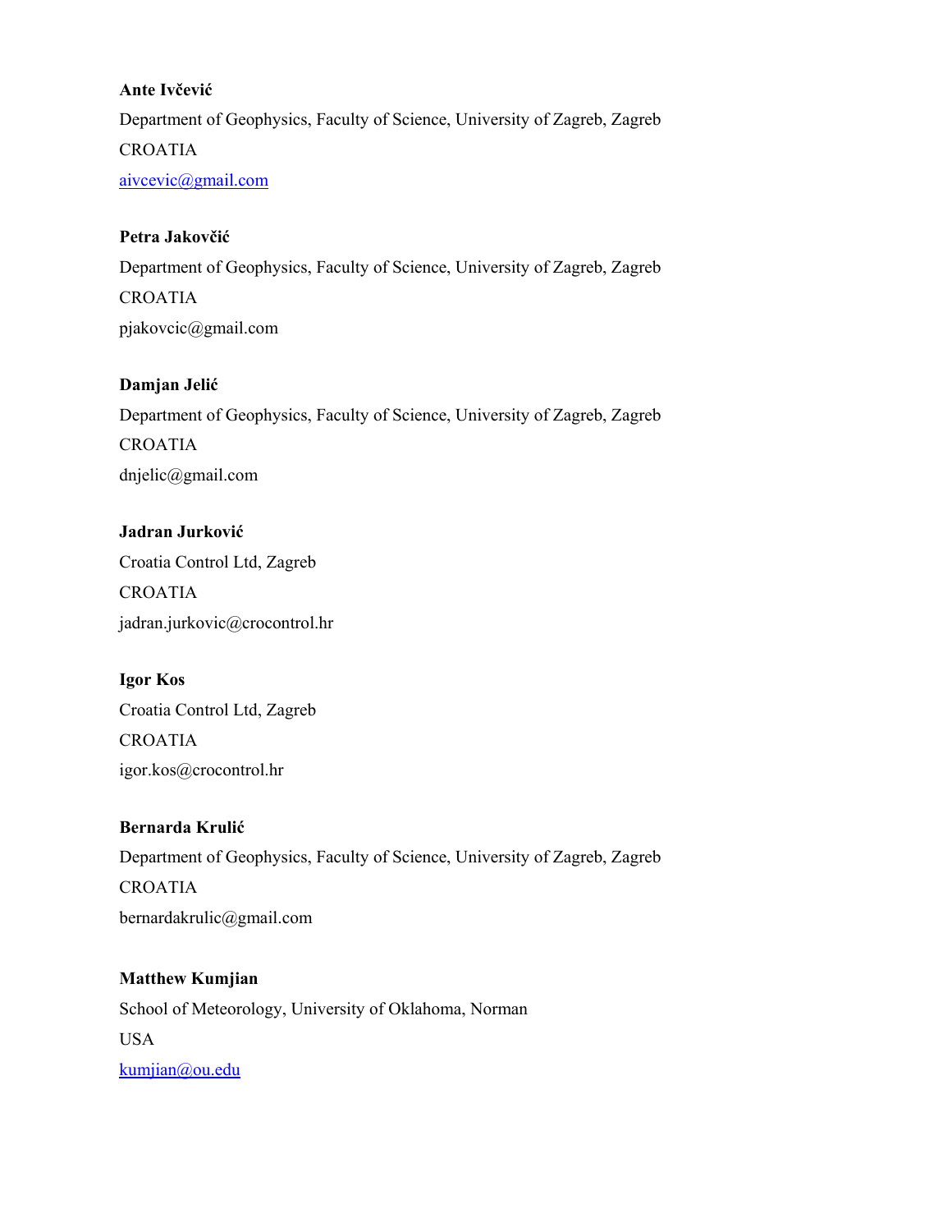**Ante Ivčević**

Department of Geophysics, Faculty of Science, University of Zagreb, Zagreb

CROATIA

aivcevic@gmail.com

**Petra Jakovčić**

Department of Geophysics, Faculty of Science, University of Zagreb, Zagreb

CROATIA

pjakovcic@gmail.com

**Damjan Jelić**

Department of Geophysics, Faculty of Science, University of Zagreb, Zagreb

CROATIA

dnjelic@gmail.com

**Jadran Jurković**

Croatia Control Ltd, Zagreb

CROATIA

jadran.jurkovic@crocontrol.hr

**Igor Kos**

Croatia Control Ltd, Zagreb

CROATIA

igor.kos@crocontrol.hr

**Bernarda Krulić**

Department of Geophysics, Faculty of Science, University of Zagreb, Zagreb

CROATIA

bernardakrulic@gmail.com

**Matthew Kumjian**

School of Meteorology, University of Oklahoma, Norman

USA

kumjian@ou.edu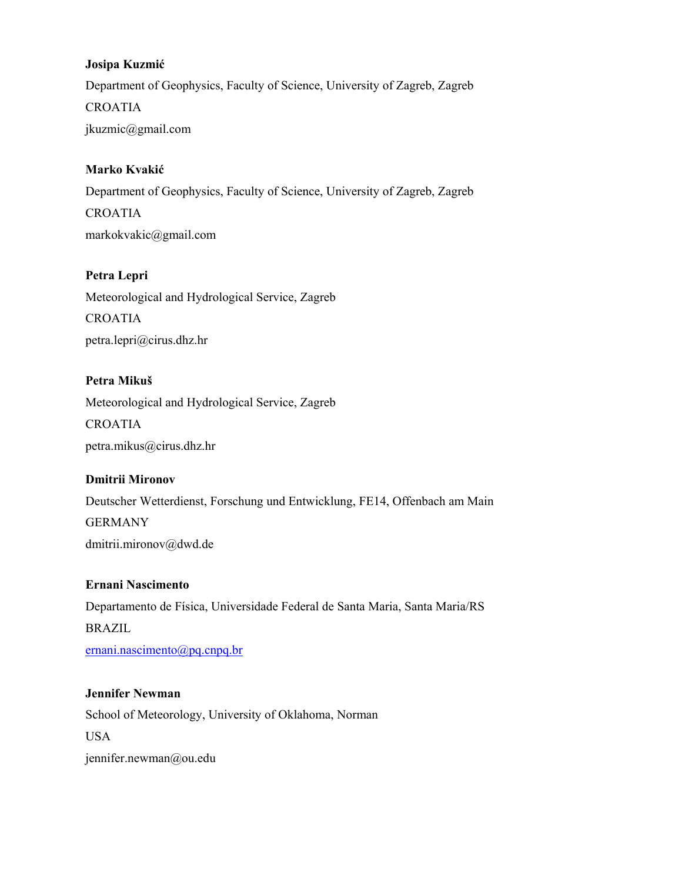**Josipa Kuzmić**

Department of Geophysics, Faculty of Science, University of Zagreb, Zagreb

CROATIA

jkuzmic@gmail.com

**Marko Kvakić**

Department of Geophysics, Faculty of Science, University of Zagreb, Zagreb

CROATIA

markokvakic@gmail.com

**Petra Lepri**

Meteorological and Hydrological Service, Zagreb

CROATIA

petra.lepri@cirus.dhz.hr

**Petra Mikuš**

Meteorological and Hydrological Service, Zagreb

CROATIA

petra.mikus@cirus.dhz.hr

**Dmitrii Mironov**

Deutscher Wetterdienst, Forschung und Entwicklung, FE14, Offenbach am Main

GERMANY

dmitrii.mironov@dwd.de

**Ernani Nascimento**

Departamento de Física, Universidade Federal de Santa Maria, Santa Maria/RS

BRAZIL

ernani.nascimento@pq.cnpq.br

**Jennifer Newman**

School of Meteorology, University of Oklahoma, Norman

USA

jennifer.newman@ou.edu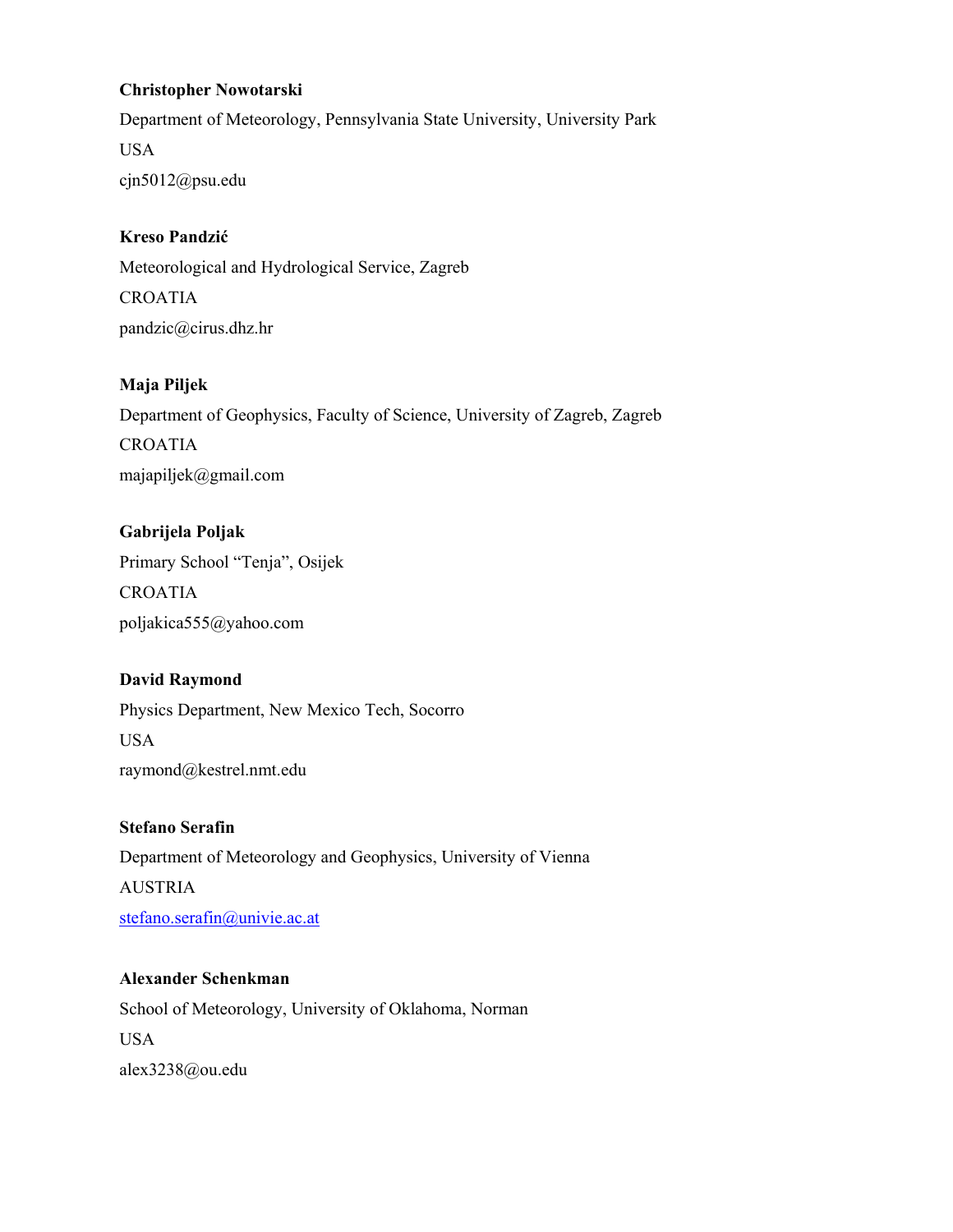**Christopher Nowotarski**

Department of Meteorology, Pennsylvania State University, University Park

USA

cjn5012@psu.edu

**Kreso Pandzić**

Meteorological and Hydrological Service, Zagreb

CROATIA

pandzic@cirus.dhz.hr

**Maja Piljek**

Department of Geophysics, Faculty of Science, University of Zagreb, Zagreb

CROATIA

majapiljek@gmail.com

**Gabrijela Poljak**

Primary School "Tenja", Osijek

CROATIA

poljakica555@yahoo.com

**David Raymond**

Physics Department, New Mexico Tech, Socorro

USA

raymond@kestrel.nmt.edu

**Stefano Serafin**

Department of Meteorology and Geophysics, University of Vienna

AUSTRIA

stefano.serafin@univie.ac.at

**Alexander Schenkman**

School of Meteorology, University of Oklahoma, Norman

USA

alex3238@ou.edu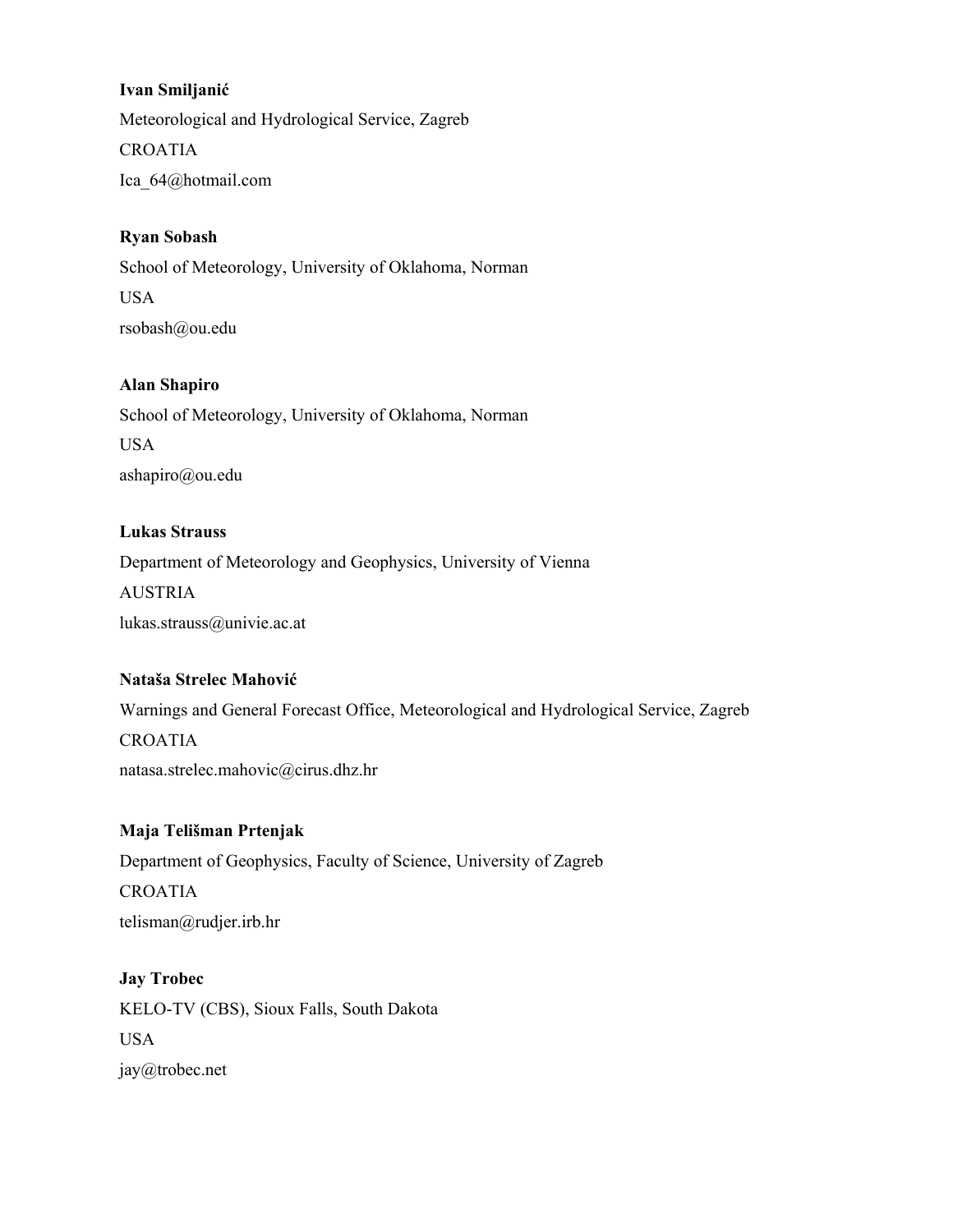**Ivan Smiljanić**

Meteorological and Hydrological Service, Zagreb

CROATIA

Ica_64@hotmail.com

**Ryan Sobash**

School of Meteorology, University of Oklahoma, Norman

USA

rsobash@ou.edu

**Alan Shapiro**

School of Meteorology, University of Oklahoma, Norman

USA

ashapiro@ou.edu

**Lukas Strauss**

Department of Meteorology and Geophysics, University of Vienna

AUSTRIA

lukas.strauss@univie.ac.at

**Nataša Strelec Mahović**

Warnings and General Forecast Office, Meteorological and Hydrological Service, Zagreb

CROATIA

natasa.strelec.mahovic@cirus.dhz.hr

**Maja Telišman Prtenjak**

Department of Geophysics, Faculty of Science, University of Zagreb

CROATIA

telisman@rudjer.irb.hr

**Jay Trobec**

KELO-TV (CBS), Sioux Falls, South Dakota

USA

jay@trobec.net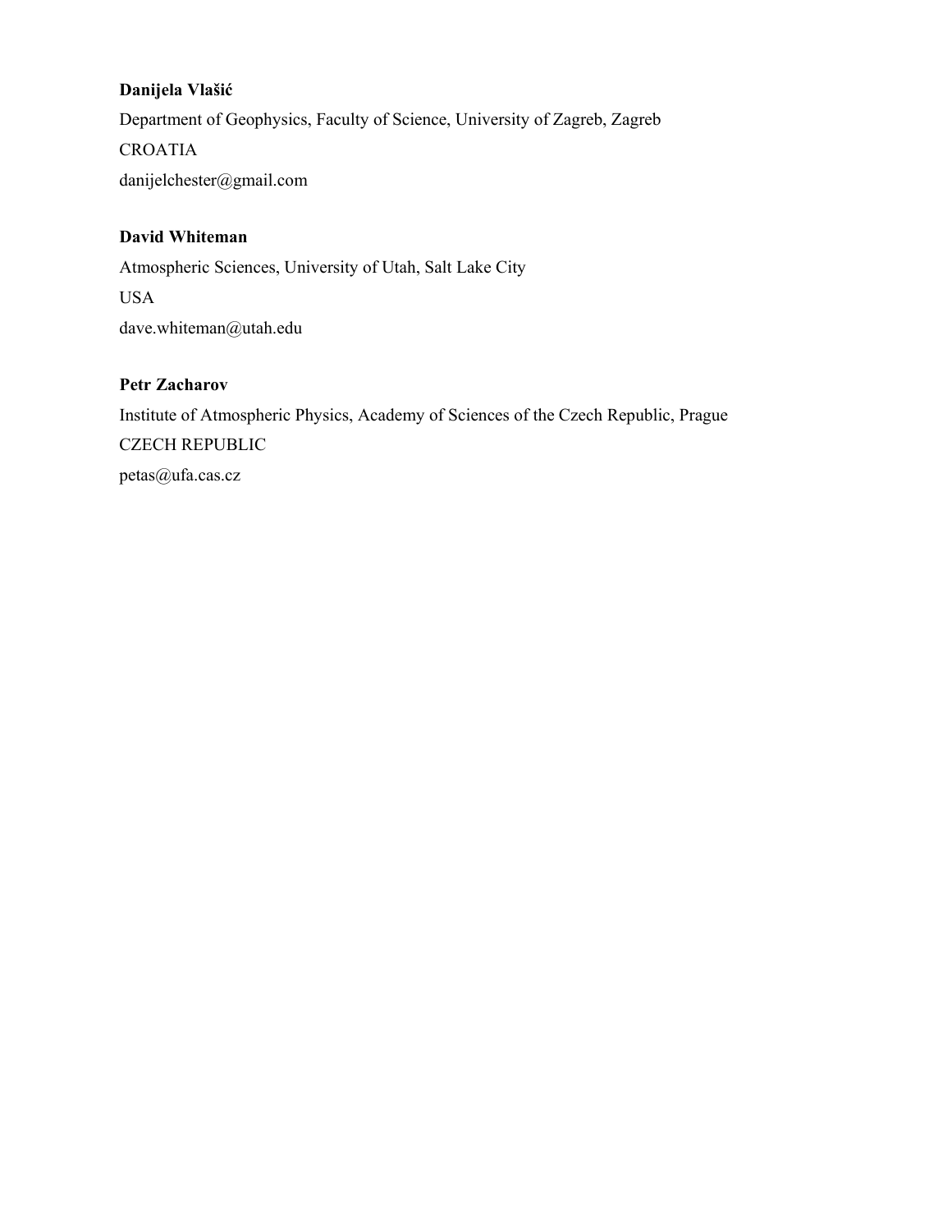**Danijela Vlašić**

Department of Geophysics, Faculty of Science, University of Zagreb, Zagreb

CROATIA

danijelchester@gmail.com

**David Whiteman**

Atmospheric Sciences, University of Utah, Salt Lake City

USA

dave.whiteman@utah.edu

**Petr Zacharov**

Institute of Atmospheric Physics, Academy of Sciences of the Czech Republic, Prague

CZECH REPUBLIC

petas@ufa.cas.cz